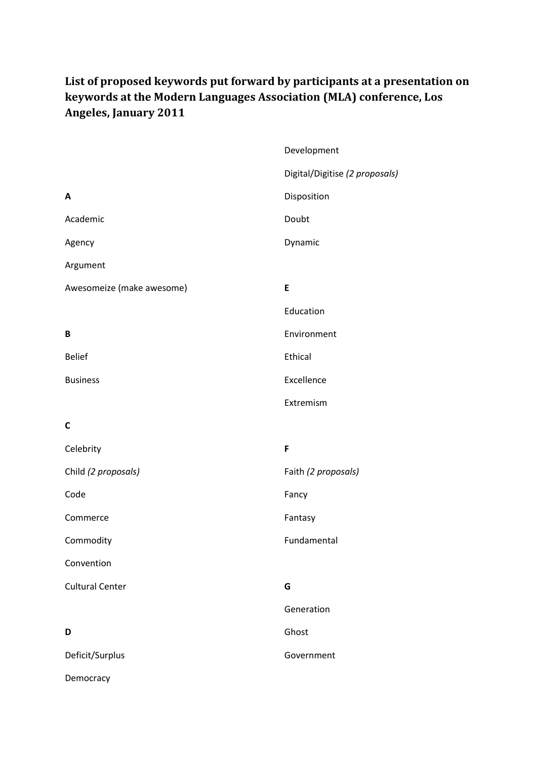**List of proposed keywords put forward by participants at a presentation on keywords at the Modern Languages Association (MLA) conference, Los Angeles, January 2011**

**A**

Academic

Agency

Argument

Awesomeize (make awesome)

**B**

Belief

Business

**C**

Celebrity

Child *(2 proposals)*

Code

Commerce

Commodity

Convention

Cultural Center

**D**

Deficit/Surplus

Democracy

Development

Digital/Digitise *(2 proposals)*

Disposition

Doubt

Dynamic

**E**

Education

Environment

Ethical

Excellence

Extremism

**F**

Faith *(2 proposals)*

Fancy

Fantasy

Fundamental

**G**

Generation

Ghost

Government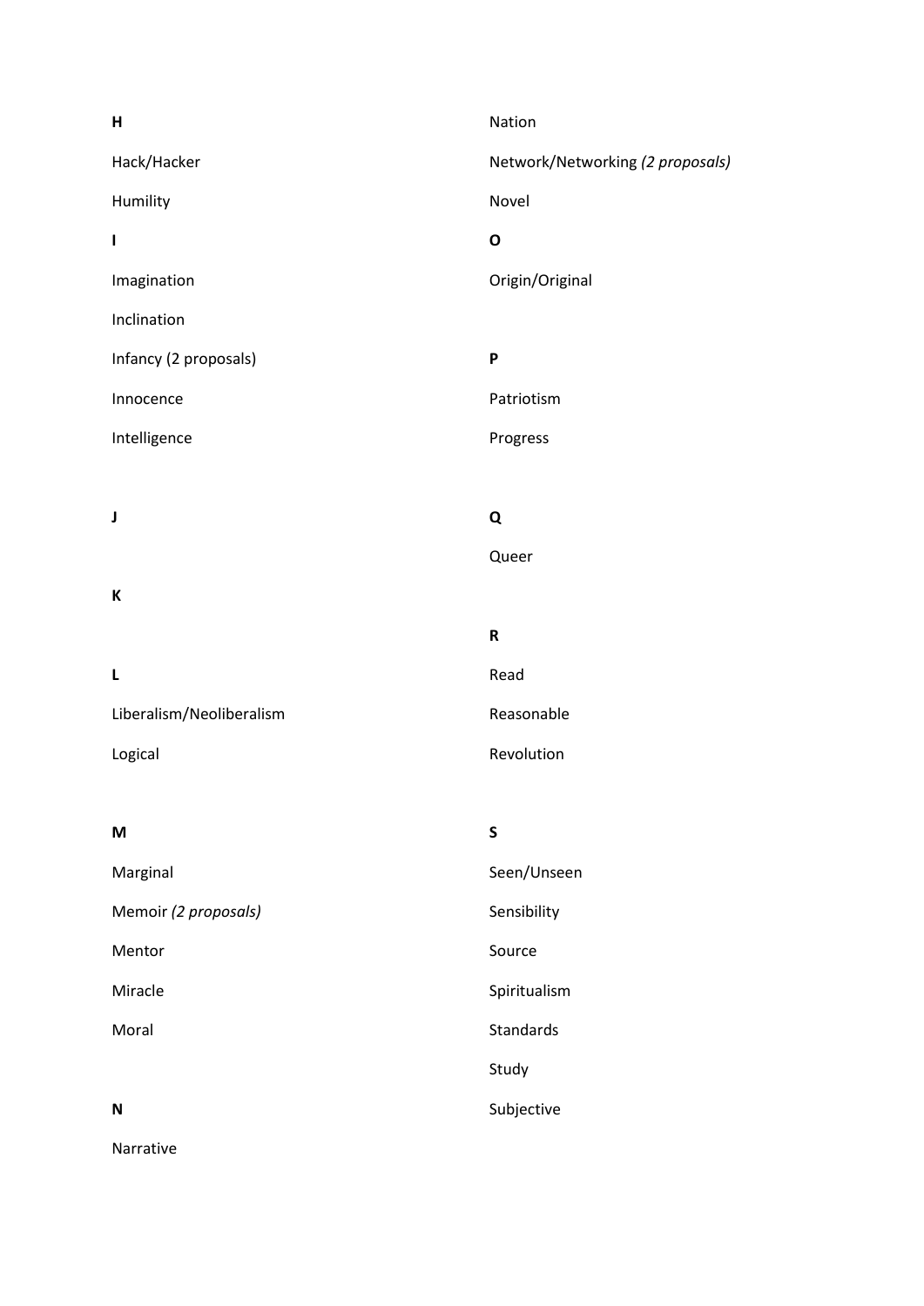**H**

Hack/Hacker

Humility

**I**

Imagination

Inclination

Infancy (2 proposals)

Innocence

Intelligence

**J**

**K**

**L**

Liberalism/Neoliberalism

Logical

**M**

Marginal

Memoir *(2 proposals)*

Mentor

Miracle

Moral

**N**

Narrative

Nation

Network/Networking *(2 proposals)*

Novel

**O**

Origin/Original

**P**

Patriotism

Progress

**Q**

Queer

**R**

Read

Reasonable

Revolution

**S**

Seen/Unseen

Sensibility

Source

Spiritualism

Standards

Study

Subjective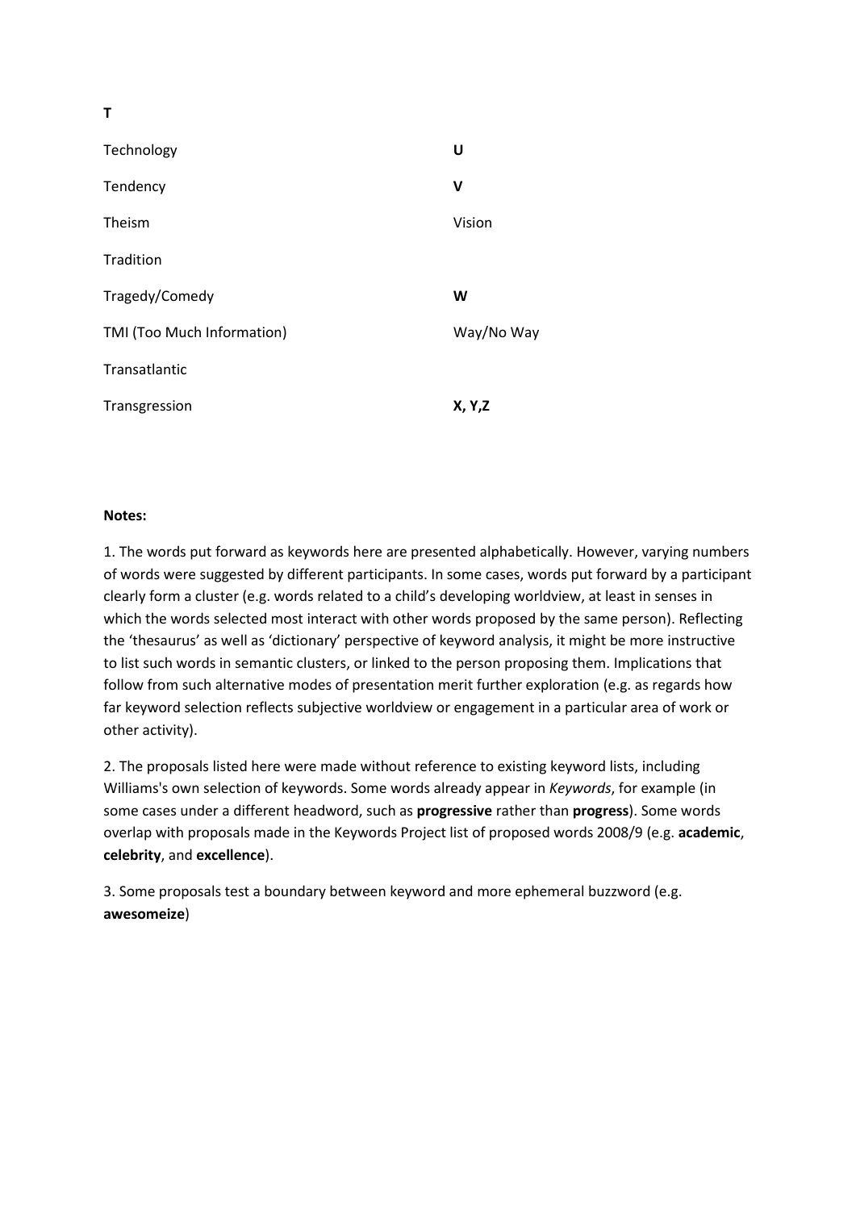**T**

Technology

Tendency

Theism

Tradition

Tragedy/Comedy

TMI (Too Much Information)

Transatlantic

Transgression

**U**

**V**

Vision

**W**

Way/No Way

**X, Y,Z**

**Notes:**

1. The words put forward as keywords here are presented alphabetically. However, varying numbers of words were suggested by different participants. In some cases, words put forward by a participant clearly form a cluster (e.g. words related to a child's developing worldview, at least in senses in which the words selected most interact with other words proposed by the same person). Reflecting the 'thesaurus' as well as 'dictionary' perspective of keyword analysis, it might be more instructive to list such words in semantic clusters, or linked to the person proposing them. Implications that follow from such alternative modes of presentation merit further exploration (e.g. as regards how far keyword selection reflects subjective worldview or engagement in a particular area of work or other activity).

2. The proposals listed here were made without reference to existing keyword lists, including Williams's own selection of keywords. Some words already appear in *Keywords*, for example (in some cases under a different headword, such as **progressive** rather than **progress**). Some words overlap with proposals made in the Keywords Project list of proposed words 2008/9 (e.g. **academic**, **celebrity**, and **excellence**).

3. Some proposals test a boundary between keyword and more ephemeral buzzword (e.g. **awesomeize**)